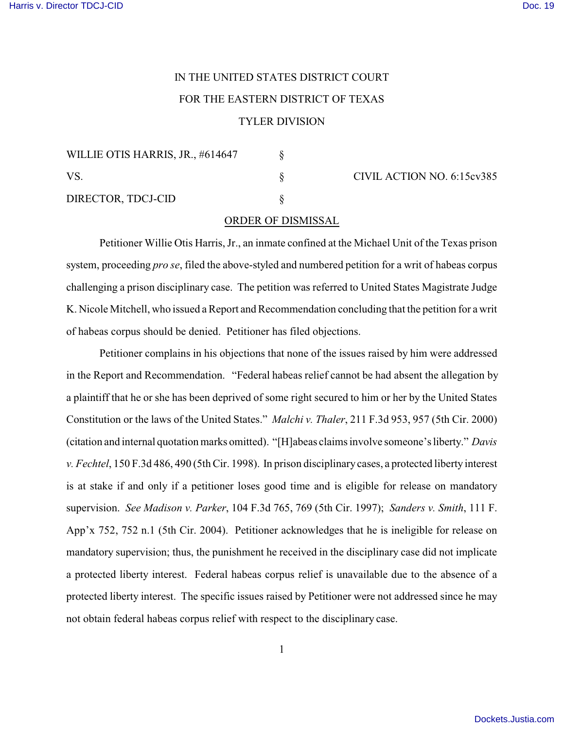IN THE UNITED STATES DISTRICT COURT

FOR THE EASTERN DISTRICT OF TEXAS

TYLER DIVISION

| | | |
|---|---|---|
| WILLIE OTIS HARRIS, JR., #614647 | § | |
| VS. | § | CIVIL ACTION NO. 6:15cv385 |
| DIRECTOR, TDCJ-CID | § | |

ORDER OF DISMISSAL

Petitioner Willie Otis Harris, Jr., an inmate confined at the Michael Unit of the Texas prison system, proceeding *pro se*, filed the above-styled and numbered petition for a writ of habeas corpus challenging a prison disciplinary case. The petition was referred to United States Magistrate Judge K. Nicole Mitchell, who issued a Report and Recommendation concluding that the petition for a writ of habeas corpus should be denied. Petitioner has filed objections.

Petitioner complains in his objections that none of the issues raised by him were addressed in the Report and Recommendation. "Federal habeas relief cannot be had absent the allegation by a plaintiff that he or she has been deprived of some right secured to him or her by the United States Constitution or the laws of the United States." *Malchi v. Thaler*, 211 F.3d 953, 957 (5th Cir. 2000) (citation and internal quotation marks omitted). "[H]abeas claims involve someone's liberty." *Davis v. Fechtel*, 150 F.3d 486, 490 (5th Cir. 1998). In prison disciplinary cases, a protected liberty interest is at stake if and only if a petitioner loses good time and is eligible for release on mandatory supervision. *See Madison v. Parker*, 104 F.3d 765, 769 (5th Cir. 1997); *Sanders v. Smith*, 111 F. App'x 752, 752 n.1 (5th Cir. 2004). Petitioner acknowledges that he is ineligible for release on mandatory supervision; thus, the punishment he received in the disciplinary case did not implicate a protected liberty interest. Federal habeas corpus relief is unavailable due to the absence of a protected liberty interest. The specific issues raised by Petitioner were not addressed since he may not obtain federal habeas corpus relief with respect to the disciplinary case.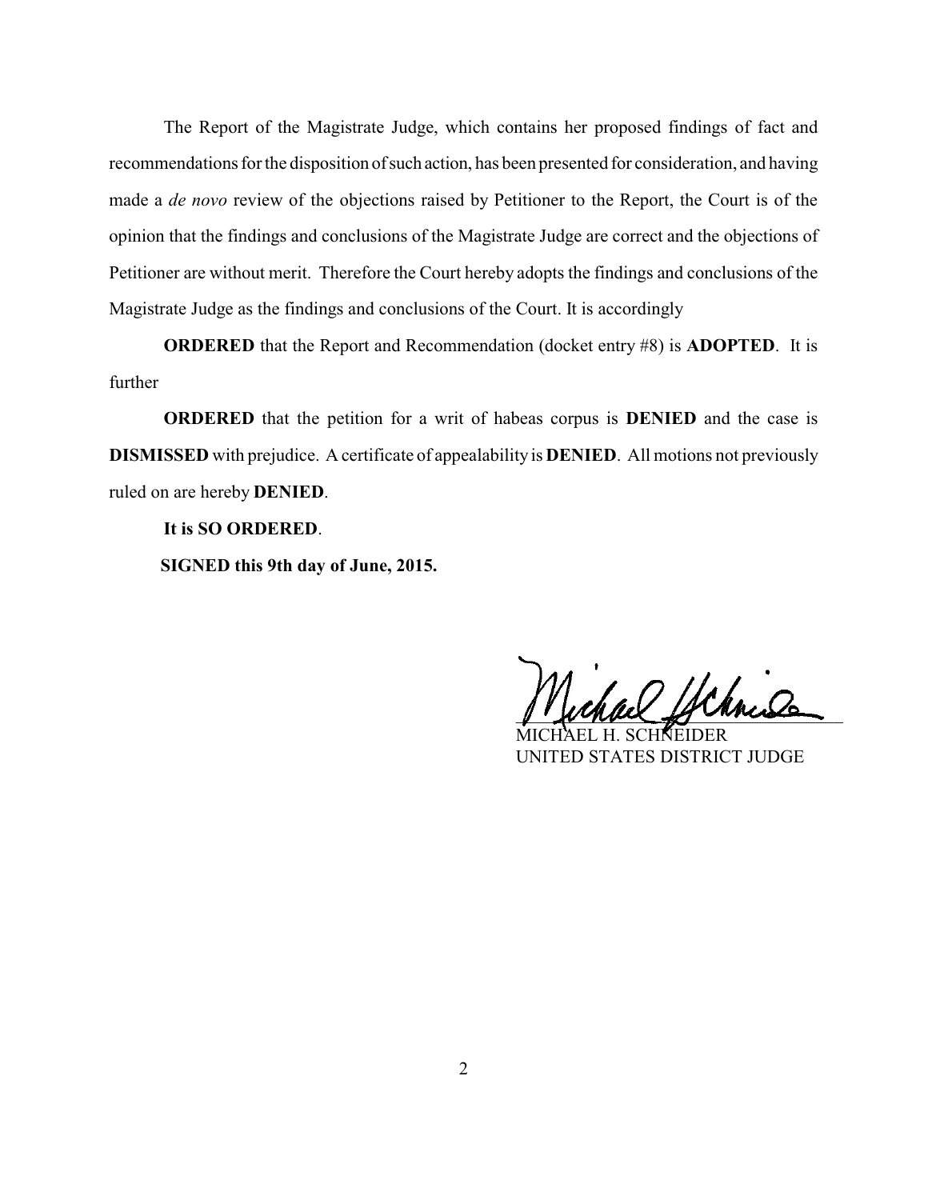The Report of the Magistrate Judge, which contains her proposed findings of fact and recommendations for the disposition of such action, has been presented for consideration, and having made a *de novo* review of the objections raised by Petitioner to the Report, the Court is of the opinion that the findings and conclusions of the Magistrate Judge are correct and the objections of Petitioner are without merit. Therefore the Court hereby adopts the findings and conclusions of the Magistrate Judge as the findings and conclusions of the Court. It is accordingly

**ORDERED** that the Report and Recommendation (docket entry #8) is **ADOPTED**. It is further

**ORDERED** that the petition for a writ of habeas corpus is **DENIED** and the case is **DISMISSED** with prejudice. A certificate of appealability is **DENIED**. All motions not previously ruled on are hereby **DENIED**.

**It is SO ORDERED**.

**SIGNED this 9th day of June, 2015.**

MICHAEL H. SCHNEIDER
UNITED STATES DISTRICT JUDGE